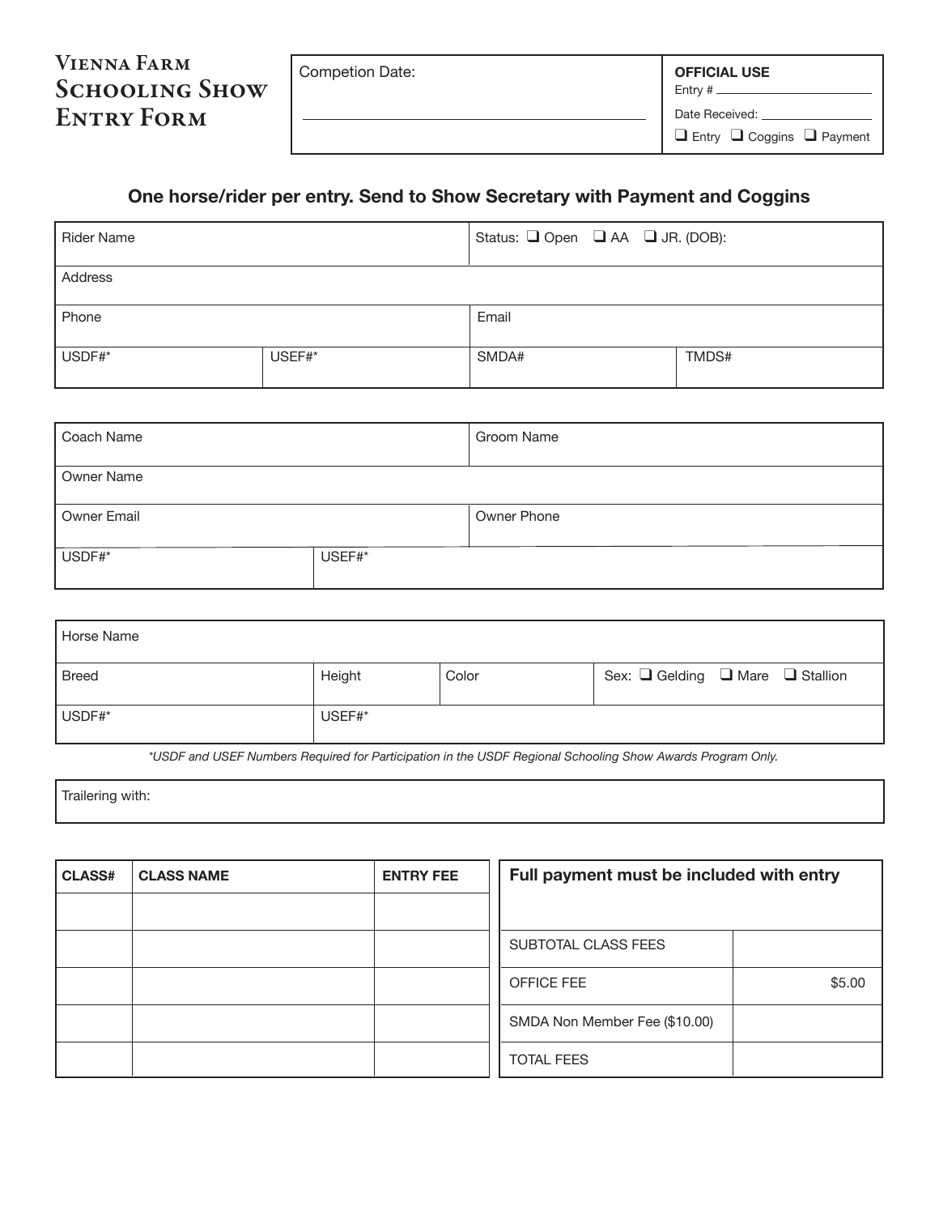# Vienna Farm Schooling Show Entry Form

| Competion Date: | **OFFICIAL USE** |
|---|---|
| | Entry # |
| | Date Received: |
| | ❑ Entry ❑ Coggins ❑ Payment |

**One horse/rider per entry. Send to Show Secretary with Payment and Coggins**

| Rider Name | | Status: ❑ Open ❑ AA ❑ JR. (DOB): | |
|---|---|---|---|
| Address | | | |
| Phone | | Email | |
| USDF#* | USEF#* | SMDA# | TMDS# |

| Coach Name | Groom Name |
|---|---|
| Owner Name | |
| Owner Email | Owner Phone |
| USDF#* | USEF#* |

| Horse Name | | | |
|---|---|---|---|
| Breed | Height | Color | Sex: ❑ Gelding ❑ Mare ❑ Stallion |
| USDF#* | USEF#* | | |

*\*USDF and USEF Numbers Required for Participation in the USDF Regional Schooling Show Awards Program Only.*

Trailering with:

| CLASS# | CLASS NAME | ENTRY FEE |
|---|---|---|
| | | |
| | | |
| | | |
| | | |
| | | |

| **Full payment must be included with entry** | |
|---|---|
| SUBTOTAL CLASS FEES | |
| OFFICE FEE | $5.00 |
| SMDA Non Member Fee ($10.00) | |
| TOTAL FEES | |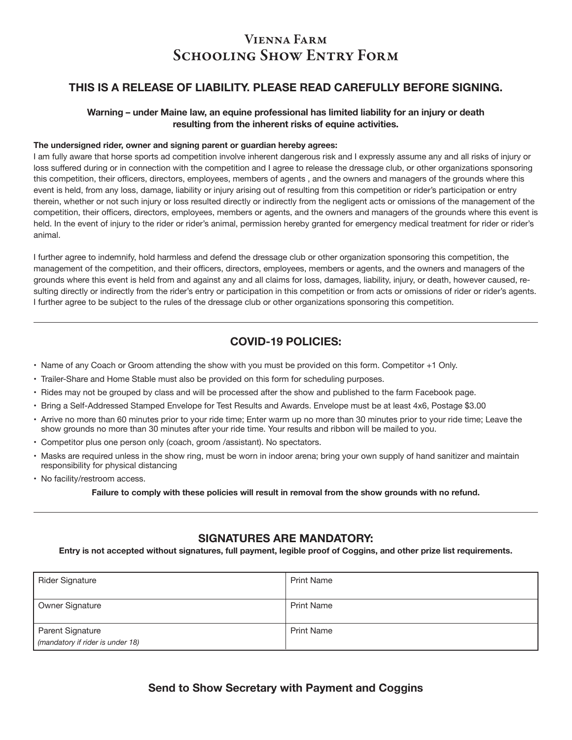# Vienna Farm
# Schooling Show Entry Form

## THIS IS A RELEASE OF LIABILITY. PLEASE READ CAREFULLY BEFORE SIGNING.

**Warning – under Maine law, an equine professional has limited liability for an injury or death resulting from the inherent risks of equine activities.**

**The undersigned rider, owner and signing parent or guardian hereby agrees:**

I am fully aware that horse sports ad competition involve inherent dangerous risk and I expressly assume any and all risks of injury or loss suffered during or in connection with the competition and I agree to release the dressage club, or other organizations sponsoring this competition, their officers, directors, employees, members of agents , and the owners and managers of the grounds where this event is held, from any loss, damage, liability or injury arising out of resulting from this competition or rider's participation or entry therein, whether or not such injury or loss resulted directly or indirectly from the negligent acts or omissions of the management of the competition, their officers, directors, employees, members or agents, and the owners and managers of the grounds where this event is held. In the event of injury to the rider or rider's animal, permission hereby granted for emergency medical treatment for rider or rider's animal.

I further agree to indemnify, hold harmless and defend the dressage club or other organization sponsoring this competition, the management of the competition, and their officers, directors, employees, members or agents, and the owners and managers of the grounds where this event is held from and against any and all claims for loss, damages, liability, injury, or death, however caused, resulting directly or indirectly from the rider's entry or participation in this competition or from acts or omissions of rider or rider's agents. I further agree to be subject to the rules of the dressage club or other organizations sponsoring this competition.

## COVID-19 POLICIES:

- Name of any Coach or Groom attending the show with you must be provided on this form. Competitor +1 Only.
- Trailer-Share and Home Stable must also be provided on this form for scheduling purposes.
- Rides may not be grouped by class and will be processed after the show and published to the farm Facebook page.
- Bring a Self-Addressed Stamped Envelope for Test Results and Awards. Envelope must be at least 4x6, Postage $3.00
- Arrive no more than 60 minutes prior to your ride time; Enter warm up no more than 30 minutes prior to your ride time; Leave the show grounds no more than 30 minutes after your ride time. Your results and ribbon will be mailed to you.
- Competitor plus one person only (coach, groom /assistant). No spectators.
- Masks are required unless in the show ring, must be worn in indoor arena; bring your own supply of hand sanitizer and maintain responsibility for physical distancing
- No facility/restroom access.

**Failure to comply with these policies will result in removal from the show grounds with no refund.**

## SIGNATURES ARE MANDATORY:

**Entry is not accepted without signatures, full payment, legible proof of Coggins, and other prize list requirements.**

| | |
|---|---|
| Rider Signature | Print Name |
| Owner Signature | Print Name |
| Parent Signature *(mandatory if rider is under 18)* | Print Name |

### Send to Show Secretary with Payment and Coggins